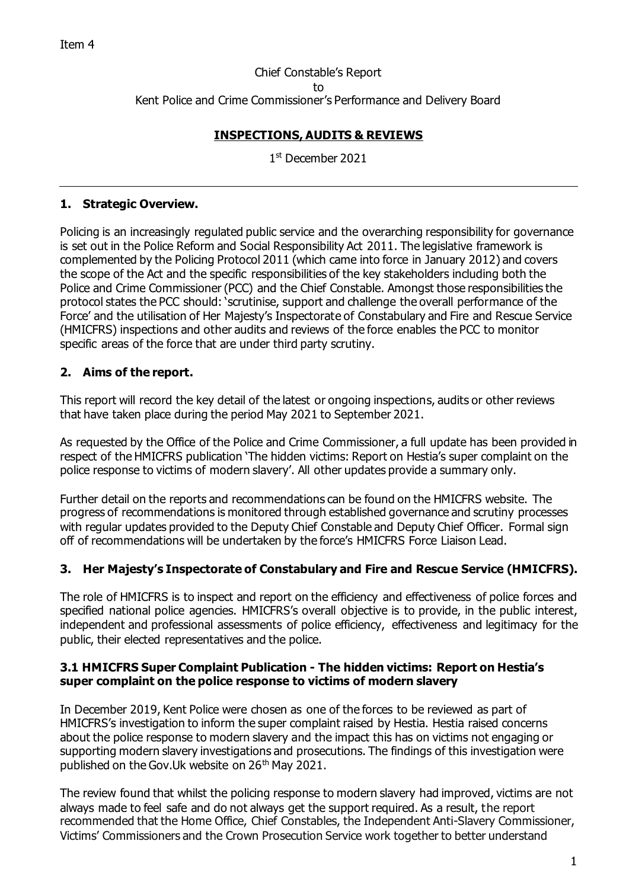Item 4

Chief Constable's Report
to
Kent Police and Crime Commissioner's Performance and Delivery Board

**INSPECTIONS, AUDITS & REVIEWS**

1st December 2021

## 1. Strategic Overview.

Policing is an increasingly regulated public service and the overarching responsibility for governance is set out in the Police Reform and Social Responsibility Act 2011. The legislative framework is complemented by the Policing Protocol 2011 (which came into force in January 2012) and covers the scope of the Act and the specific responsibilities of the key stakeholders including both the Police and Crime Commissioner (PCC) and the Chief Constable. Amongst those responsibilities the protocol states the PCC should: 'scrutinise, support and challenge the overall performance of the Force' and the utilisation of Her Majesty's Inspectorate of Constabulary and Fire and Rescue Service (HMICFRS) inspections and other audits and reviews of the force enables the PCC to monitor specific areas of the force that are under third party scrutiny.

## 2. Aims of the report.

This report will record the key detail of the latest or ongoing inspections, audits or other reviews that have taken place during the period May 2021 to September 2021.

As requested by the Office of the Police and Crime Commissioner, a full update has been provided in respect of the HMICFRS publication 'The hidden victims: Report on Hestia's super complaint on the police response to victims of modern slavery'. All other updates provide a summary only.

Further detail on the reports and recommendations can be found on the HMICFRS website. The progress of recommendations is monitored through established governance and scrutiny processes with regular updates provided to the Deputy Chief Constable and Deputy Chief Officer. Formal sign off of recommendations will be undertaken by the force's HMICFRS Force Liaison Lead.

## 3. Her Majesty's Inspectorate of Constabulary and Fire and Rescue Service (HMICFRS).

The role of HMICFRS is to inspect and report on the efficiency and effectiveness of police forces and specified national police agencies. HMICFRS's overall objective is to provide, in the public interest, independent and professional assessments of police efficiency, effectiveness and legitimacy for the public, their elected representatives and the police.

### 3.1 HMICFRS Super Complaint Publication - The hidden victims: Report on Hestia's super complaint on the police response to victims of modern slavery

In December 2019, Kent Police were chosen as one of the forces to be reviewed as part of HMICFRS's investigation to inform the super complaint raised by Hestia. Hestia raised concerns about the police response to modern slavery and the impact this has on victims not engaging or supporting modern slavery investigations and prosecutions. The findings of this investigation were published on the Gov.Uk website on 26th May 2021.

The review found that whilst the policing response to modern slavery had improved, victims are not always made to feel safe and do not always get the support required. As a result, the report recommended that the Home Office, Chief Constables, the Independent Anti-Slavery Commissioner, Victims' Commissioners and the Crown Prosecution Service work together to better understand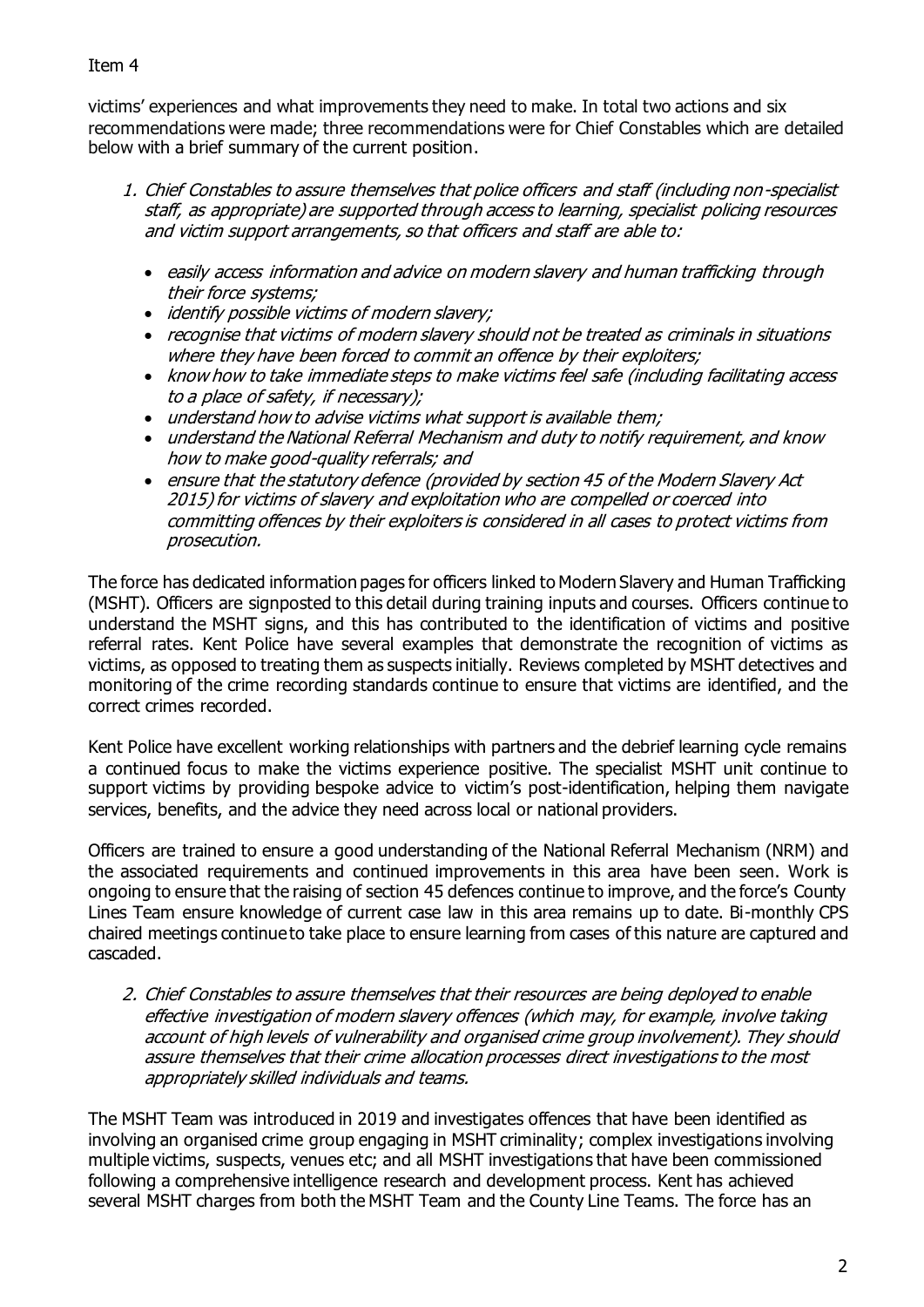victims' experiences and what improvements they need to make. In total two actions and six recommendations were made; three recommendations were for Chief Constables which are detailed below with a brief summary of the current position.

1. *Chief Constables to assure themselves that police officers and staff (including non-specialist staff, as appropriate) are supported through access to learning, specialist policing resources and victim support arrangements, so that officers and staff are able to:*

    - *easily access information and advice on modern slavery and human trafficking through their force systems;*
    - *identify possible victims of modern slavery;*
    - *recognise that victims of modern slavery should not be treated as criminals in situations where they have been forced to commit an offence by their exploiters;*
    - *know how to take immediate steps to make victims feel safe (including facilitating access to a place of safety, if necessary);*
    - *understand how to advise victims what support is available them;*
    - *understand the National Referral Mechanism and duty to notify requirement, and know how to make good-quality referrals; and*
    - *ensure that the statutory defence (provided by section 45 of the Modern Slavery Act 2015) for victims of slavery and exploitation who are compelled or coerced into committing offences by their exploiters is considered in all cases to protect victims from prosecution.*

The force has dedicated information pages for officers linked to Modern Slavery and Human Trafficking (MSHT). Officers are signposted to this detail during training inputs and courses. Officers continue to understand the MSHT signs, and this has contributed to the identification of victims and positive referral rates. Kent Police have several examples that demonstrate the recognition of victims as victims, as opposed to treating them as suspects initially. Reviews completed by MSHT detectives and monitoring of the crime recording standards continue to ensure that victims are identified, and the correct crimes recorded.

Kent Police have excellent working relationships with partners and the debrief learning cycle remains a continued focus to make the victims experience positive. The specialist MSHT unit continue to support victims by providing bespoke advice to victim's post-identification, helping them navigate services, benefits, and the advice they need across local or national providers.

Officers are trained to ensure a good understanding of the National Referral Mechanism (NRM) and the associated requirements and continued improvements in this area have been seen. Work is ongoing to ensure that the raising of section 45 defences continue to improve, and the force's County Lines Team ensure knowledge of current case law in this area remains up to date. Bi-monthly CPS chaired meetings continue to take place to ensure learning from cases of this nature are captured and cascaded.

2. *Chief Constables to assure themselves that their resources are being deployed to enable effective investigation of modern slavery offences (which may, for example, involve taking account of high levels of vulnerability and organised crime group involvement). They should assure themselves that their crime allocation processes direct investigations to the most appropriately skilled individuals and teams.*

The MSHT Team was introduced in 2019 and investigates offences that have been identified as involving an organised crime group engaging in MSHT criminality; complex investigations involving multiple victims, suspects, venues etc; and all MSHT investigations that have been commissioned following a comprehensive intelligence research and development process. Kent has achieved several MSHT charges from both the MSHT Team and the County Line Teams. The force has an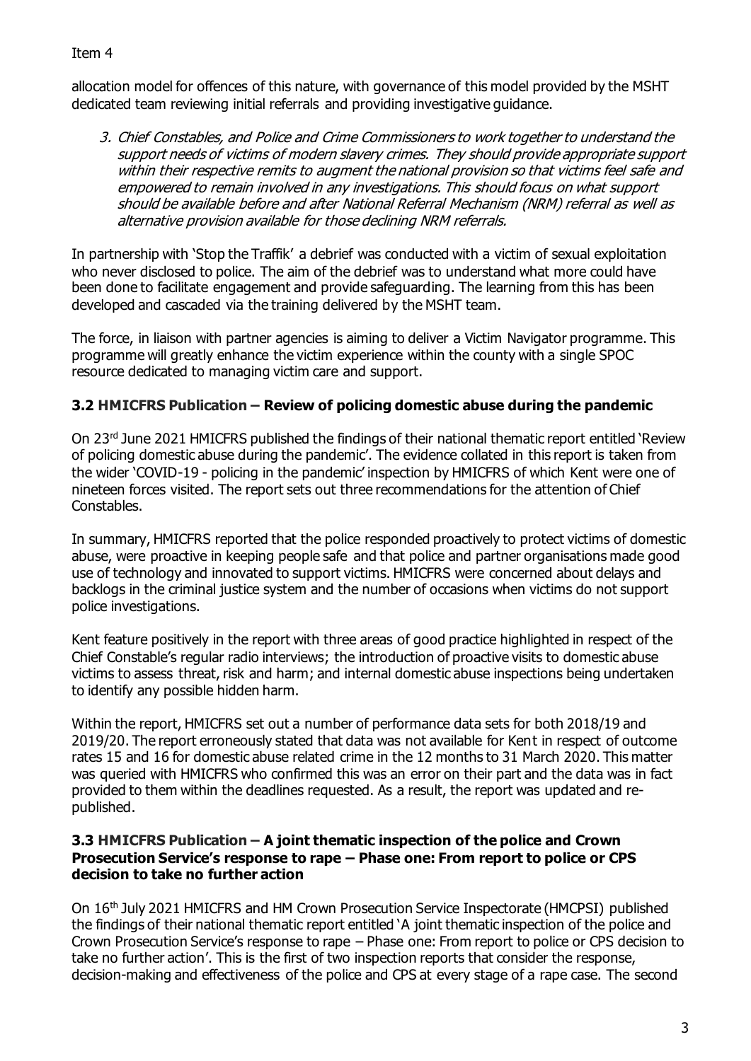allocation model for offences of this nature, with governance of this model provided by the MSHT dedicated team reviewing initial referrals and providing investigative guidance.

3. *Chief Constables, and Police and Crime Commissioners to work together to understand the support needs of victims of modern slavery crimes. They should provide appropriate support within their respective remits to augment the national provision so that victims feel safe and empowered to remain involved in any investigations. This should focus on what support should be available before and after National Referral Mechanism (NRM) referral as well as alternative provision available for those declining NRM referrals.*

In partnership with 'Stop the Traffik' a debrief was conducted with a victim of sexual exploitation who never disclosed to police. The aim of the debrief was to understand what more could have been done to facilitate engagement and provide safeguarding. The learning from this has been developed and cascaded via the training delivered by the MSHT team.

The force, in liaison with partner agencies is aiming to deliver a Victim Navigator programme. This programme will greatly enhance the victim experience within the county with a single SPOC resource dedicated to managing victim care and support.

### 3.2 HMICFRS Publication – Review of policing domestic abuse during the pandemic

On 23rd June 2021 HMICFRS published the findings of their national thematic report entitled 'Review of policing domestic abuse during the pandemic'. The evidence collated in this report is taken from the wider 'COVID-19 - policing in the pandemic' inspection by HMICFRS of which Kent were one of nineteen forces visited. The report sets out three recommendations for the attention of Chief Constables.

In summary, HMICFRS reported that the police responded proactively to protect victims of domestic abuse, were proactive in keeping people safe and that police and partner organisations made good use of technology and innovated to support victims. HMICFRS were concerned about delays and backlogs in the criminal justice system and the number of occasions when victims do not support police investigations.

Kent feature positively in the report with three areas of good practice highlighted in respect of the Chief Constable's regular radio interviews; the introduction of proactive visits to domestic abuse victims to assess threat, risk and harm; and internal domestic abuse inspections being undertaken to identify any possible hidden harm.

Within the report, HMICFRS set out a number of performance data sets for both 2018/19 and 2019/20. The report erroneously stated that data was not available for Kent in respect of outcome rates 15 and 16 for domestic abuse related crime in the 12 months to 31 March 2020. This matter was queried with HMICFRS who confirmed this was an error on their part and the data was in fact provided to them within the deadlines requested. As a result, the report was updated and re-published.

### 3.3 HMICFRS Publication – A joint thematic inspection of the police and Crown Prosecution Service's response to rape – Phase one: From report to police or CPS decision to take no further action

On 16th July 2021 HMICFRS and HM Crown Prosecution Service Inspectorate (HMCPSI) published the findings of their national thematic report entitled 'A joint thematic inspection of the police and Crown Prosecution Service's response to rape – Phase one: From report to police or CPS decision to take no further action'. This is the first of two inspection reports that consider the response, decision-making and effectiveness of the police and CPS at every stage of a rape case. The second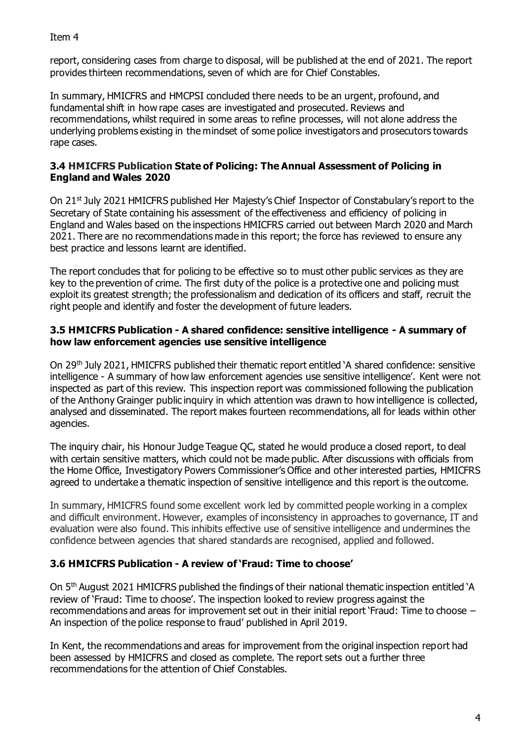report, considering cases from charge to disposal, will be published at the end of 2021. The report provides thirteen recommendations, seven of which are for Chief Constables.

In summary, HMICFRS and HMCPSI concluded there needs to be an urgent, profound, and fundamental shift in how rape cases are investigated and prosecuted. Reviews and recommendations, whilst required in some areas to refine processes, will not alone address the underlying problems existing in the mindset of some police investigators and prosecutors towards rape cases.

### 3.4 HMICFRS Publication State of Policing: The Annual Assessment of Policing in England and Wales 2020

On 21st July 2021 HMICFRS published Her Majesty's Chief Inspector of Constabulary's report to the Secretary of State containing his assessment of the effectiveness and efficiency of policing in England and Wales based on the inspections HMICFRS carried out between March 2020 and March 2021. There are no recommendations made in this report; the force has reviewed to ensure any best practice and lessons learnt are identified.

The report concludes that for policing to be effective so to must other public services as they are key to the prevention of crime. The first duty of the police is a protective one and policing must exploit its greatest strength; the professionalism and dedication of its officers and staff, recruit the right people and identify and foster the development of future leaders.

### 3.5 HMICFRS Publication - A shared confidence: sensitive intelligence - A summary of how law enforcement agencies use sensitive intelligence

On 29th July 2021, HMICFRS published their thematic report entitled 'A shared confidence: sensitive intelligence - A summary of how law enforcement agencies use sensitive intelligence'. Kent were not inspected as part of this review. This inspection report was commissioned following the publication of the Anthony Grainger public inquiry in which attention was drawn to how intelligence is collected, analysed and disseminated. The report makes fourteen recommendations, all for leads within other agencies.

The inquiry chair, his Honour Judge Teague QC, stated he would produce a closed report, to deal with certain sensitive matters, which could not be made public. After discussions with officials from the Home Office, Investigatory Powers Commissioner's Office and other interested parties, HMICFRS agreed to undertake a thematic inspection of sensitive intelligence and this report is the outcome.

In summary, HMICFRS found some excellent work led by committed people working in a complex and difficult environment. However, examples of inconsistency in approaches to governance, IT and evaluation were also found. This inhibits effective use of sensitive intelligence and undermines the confidence between agencies that shared standards are recognised, applied and followed.

### 3.6 HMICFRS Publication - A review of 'Fraud: Time to choose'

On 5th August 2021 HMICFRS published the findings of their national thematic inspection entitled 'A review of 'Fraud: Time to choose'. The inspection looked to review progress against the recommendations and areas for improvement set out in their initial report 'Fraud: Time to choose – An inspection of the police response to fraud' published in April 2019.

In Kent, the recommendations and areas for improvement from the original inspection report had been assessed by HMICFRS and closed as complete. The report sets out a further three recommendations for the attention of Chief Constables.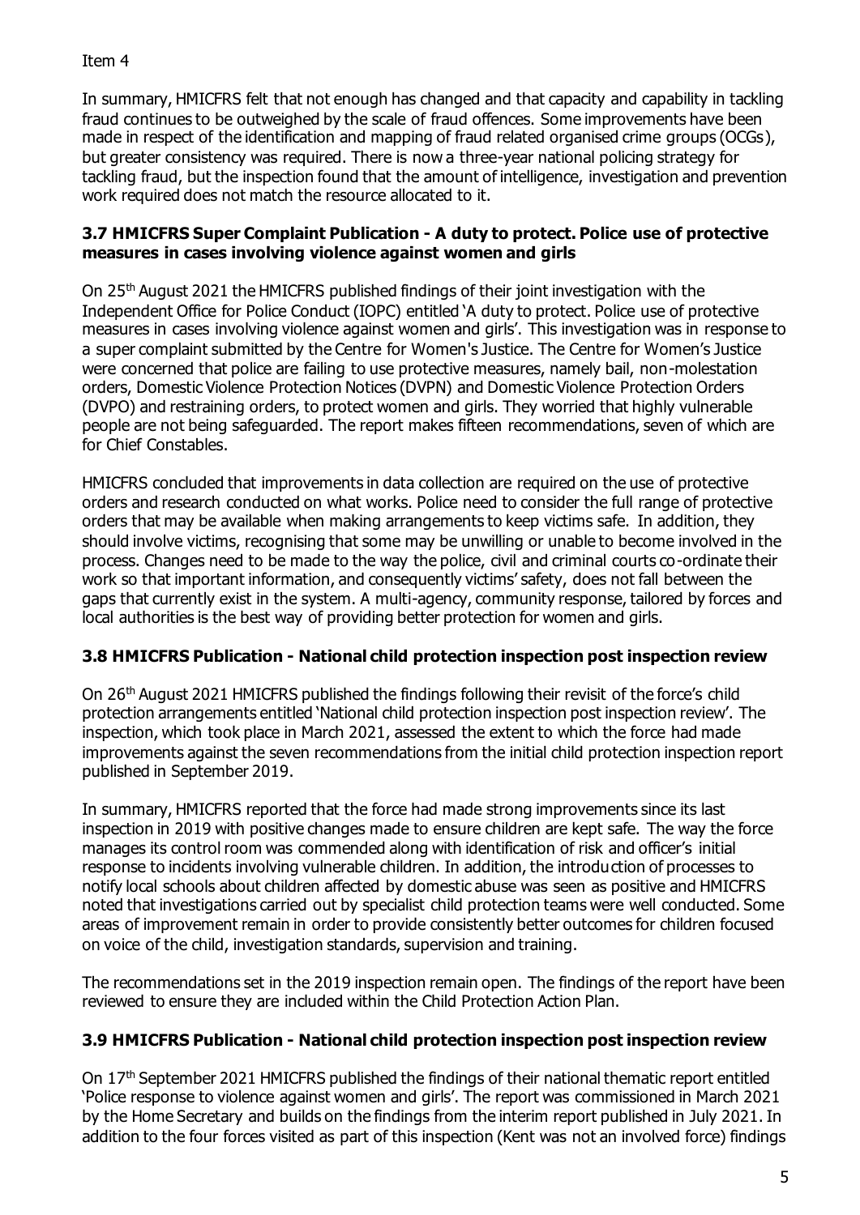Item 4

In summary, HMICFRS felt that not enough has changed and that capacity and capability in tackling fraud continues to be outweighed by the scale of fraud offences. Some improvements have been made in respect of the identification and mapping of fraud related organised crime groups (OCGs), but greater consistency was required. There is now a three-year national policing strategy for tackling fraud, but the inspection found that the amount of intelligence, investigation and prevention work required does not match the resource allocated to it.

### 3.7 HMICFRS Super Complaint Publication - A duty to protect. Police use of protective measures in cases involving violence against women and girls

On 25th August 2021 the HMICFRS published findings of their joint investigation with the Independent Office for Police Conduct (IOPC) entitled 'A duty to protect. Police use of protective measures in cases involving violence against women and girls'. This investigation was in response to a super complaint submitted by the Centre for Women's Justice. The Centre for Women's Justice were concerned that police are failing to use protective measures, namely bail, non-molestation orders, Domestic Violence Protection Notices (DVPN) and Domestic Violence Protection Orders (DVPO) and restraining orders, to protect women and girls. They worried that highly vulnerable people are not being safeguarded. The report makes fifteen recommendations, seven of which are for Chief Constables.

HMICFRS concluded that improvements in data collection are required on the use of protective orders and research conducted on what works. Police need to consider the full range of protective orders that may be available when making arrangements to keep victims safe. In addition, they should involve victims, recognising that some may be unwilling or unable to become involved in the process. Changes need to be made to the way the police, civil and criminal courts co-ordinate their work so that important information, and consequently victims' safety, does not fall between the gaps that currently exist in the system. A multi-agency, community response, tailored by forces and local authorities is the best way of providing better protection for women and girls.

### 3.8 HMICFRS Publication - National child protection inspection post inspection review

On 26th August 2021 HMICFRS published the findings following their revisit of the force's child protection arrangements entitled 'National child protection inspection post inspection review'. The inspection, which took place in March 2021, assessed the extent to which the force had made improvements against the seven recommendations from the initial child protection inspection report published in September 2019.

In summary, HMICFRS reported that the force had made strong improvements since its last inspection in 2019 with positive changes made to ensure children are kept safe. The way the force manages its control room was commended along with identification of risk and officer's initial response to incidents involving vulnerable children. In addition, the introduction of processes to notify local schools about children affected by domestic abuse was seen as positive and HMICFRS noted that investigations carried out by specialist child protection teams were well conducted. Some areas of improvement remain in order to provide consistently better outcomes for children focused on voice of the child, investigation standards, supervision and training.

The recommendations set in the 2019 inspection remain open. The findings of the report have been reviewed to ensure they are included within the Child Protection Action Plan.

### 3.9 HMICFRS Publication - National child protection inspection post inspection review

On 17th September 2021 HMICFRS published the findings of their national thematic report entitled 'Police response to violence against women and girls'. The report was commissioned in March 2021 by the Home Secretary and builds on the findings from the interim report published in July 2021. In addition to the four forces visited as part of this inspection (Kent was not an involved force) findings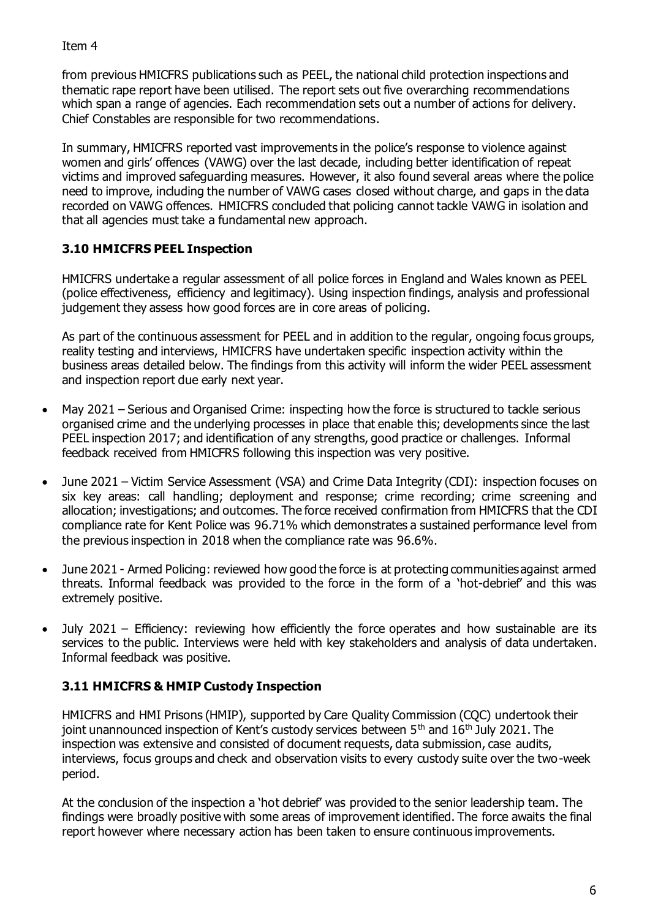from previous HMICFRS publications such as PEEL, the national child protection inspections and thematic rape report have been utilised. The report sets out five overarching recommendations which span a range of agencies. Each recommendation sets out a number of actions for delivery. Chief Constables are responsible for two recommendations.

In summary, HMICFRS reported vast improvements in the police's response to violence against women and girls' offences (VAWG) over the last decade, including better identification of repeat victims and improved safeguarding measures. However, it also found several areas where the police need to improve, including the number of VAWG cases closed without charge, and gaps in the data recorded on VAWG offences. HMICFRS concluded that policing cannot tackle VAWG in isolation and that all agencies must take a fundamental new approach.

### 3.10 HMICFRS PEEL Inspection

HMICFRS undertake a regular assessment of all police forces in England and Wales known as PEEL (police effectiveness, efficiency and legitimacy). Using inspection findings, analysis and professional judgement they assess how good forces are in core areas of policing.

As part of the continuous assessment for PEEL and in addition to the regular, ongoing focus groups, reality testing and interviews, HMICFRS have undertaken specific inspection activity within the business areas detailed below. The findings from this activity will inform the wider PEEL assessment and inspection report due early next year.

- May 2021 – Serious and Organised Crime: inspecting how the force is structured to tackle serious organised crime and the underlying processes in place that enable this; developments since the last PEEL inspection 2017; and identification of any strengths, good practice or challenges. Informal feedback received from HMICFRS following this inspection was very positive.
- June 2021 – Victim Service Assessment (VSA) and Crime Data Integrity (CDI): inspection focuses on six key areas: call handling; deployment and response; crime recording; crime screening and allocation; investigations; and outcomes. The force received confirmation from HMICFRS that the CDI compliance rate for Kent Police was 96.71% which demonstrates a sustained performance level from the previous inspection in 2018 when the compliance rate was 96.6%.
- June 2021 - Armed Policing: reviewed how good the force is at protecting communities against armed threats. Informal feedback was provided to the force in the form of a 'hot-debrief' and this was extremely positive.
- July 2021 – Efficiency: reviewing how efficiently the force operates and how sustainable are its services to the public. Interviews were held with key stakeholders and analysis of data undertaken. Informal feedback was positive.

### 3.11 HMICFRS & HMIP Custody Inspection

HMICFRS and HMI Prisons (HMIP), supported by Care Quality Commission (CQC) undertook their joint unannounced inspection of Kent's custody services between 5th and 16th July 2021. The inspection was extensive and consisted of document requests, data submission, case audits, interviews, focus groups and check and observation visits to every custody suite over the two-week period.

At the conclusion of the inspection a 'hot debrief' was provided to the senior leadership team. The findings were broadly positive with some areas of improvement identified. The force awaits the final report however where necessary action has been taken to ensure continuous improvements.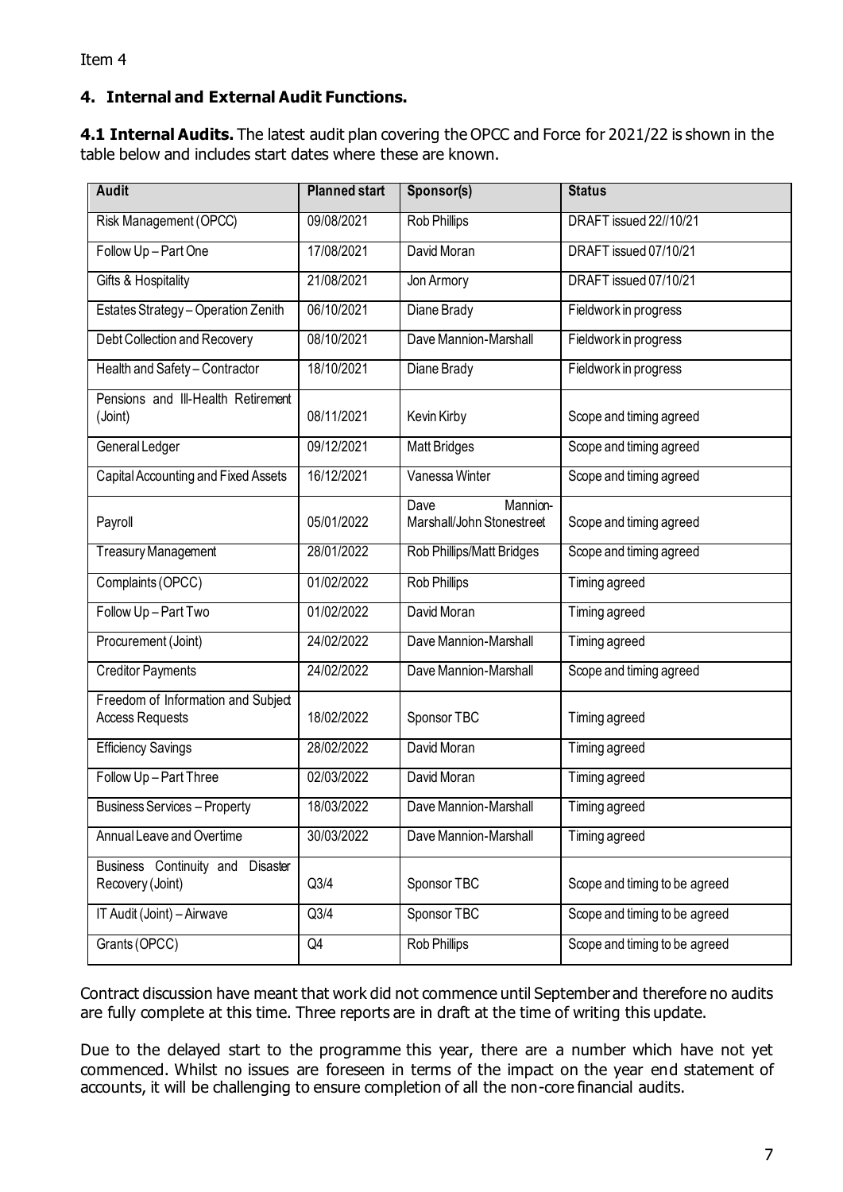Item 4

## 4. Internal and External Audit Functions.

**4.1 Internal Audits.** The latest audit plan covering the OPCC and Force for 2021/22 is shown in the table below and includes start dates where these are known.

| Audit | Planned start | Sponsor(s) | Status |
|---|---|---|---|
| Risk Management (OPCC) | 09/08/2021 | Rob Phillips | DRAFT issued 22//10/21 |
| Follow Up – Part One | 17/08/2021 | David Moran | DRAFT issued 07/10/21 |
| Gifts & Hospitality | 21/08/2021 | Jon Armory | DRAFT issued 07/10/21 |
| Estates Strategy – Operation Zenith | 06/10/2021 | Diane Brady | Fieldwork in progress |
| Debt Collection and Recovery | 08/10/2021 | Dave Mannion-Marshall | Fieldwork in progress |
| Health and Safety – Contractor | 18/10/2021 | Diane Brady | Fieldwork in progress |
| Pensions and Ill-Health Retirement (Joint) | 08/11/2021 | Kevin Kirby | Scope and timing agreed |
| General Ledger | 09/12/2021 | Matt Bridges | Scope and timing agreed |
| Capital Accounting and Fixed Assets | 16/12/2021 | Vanessa Winter | Scope and timing agreed |
| Payroll | 05/01/2022 | Dave Mannion-Marshall/John Stonestreet | Scope and timing agreed |
| Treasury Management | 28/01/2022 | Rob Phillips/Matt Bridges | Scope and timing agreed |
| Complaints (OPCC) | 01/02/2022 | Rob Phillips | Timing agreed |
| Follow Up – Part Two | 01/02/2022 | David Moran | Timing agreed |
| Procurement (Joint) | 24/02/2022 | Dave Mannion-Marshall | Timing agreed |
| Creditor Payments | 24/02/2022 | Dave Mannion-Marshall | Scope and timing agreed |
| Freedom of Information and Subject Access Requests | 18/02/2022 | Sponsor TBC | Timing agreed |
| Efficiency Savings | 28/02/2022 | David Moran | Timing agreed |
| Follow Up – Part Three | 02/03/2022 | David Moran | Timing agreed |
| Business Services – Property | 18/03/2022 | Dave Mannion-Marshall | Timing agreed |
| Annual Leave and Overtime | 30/03/2022 | Dave Mannion-Marshall | Timing agreed |
| Business Continuity and Disaster Recovery (Joint) | Q3/4 | Sponsor TBC | Scope and timing to be agreed |
| IT Audit (Joint) – Airwave | Q3/4 | Sponsor TBC | Scope and timing to be agreed |
| Grants (OPCC) | Q4 | Rob Phillips | Scope and timing to be agreed |

Contract discussion have meant that work did not commence until September and therefore no audits are fully complete at this time. Three reports are in draft at the time of writing this update.

Due to the delayed start to the programme this year, there are a number which have not yet commenced. Whilst no issues are foreseen in terms of the impact on the year end statement of accounts, it will be challenging to ensure completion of all the non-core financial audits.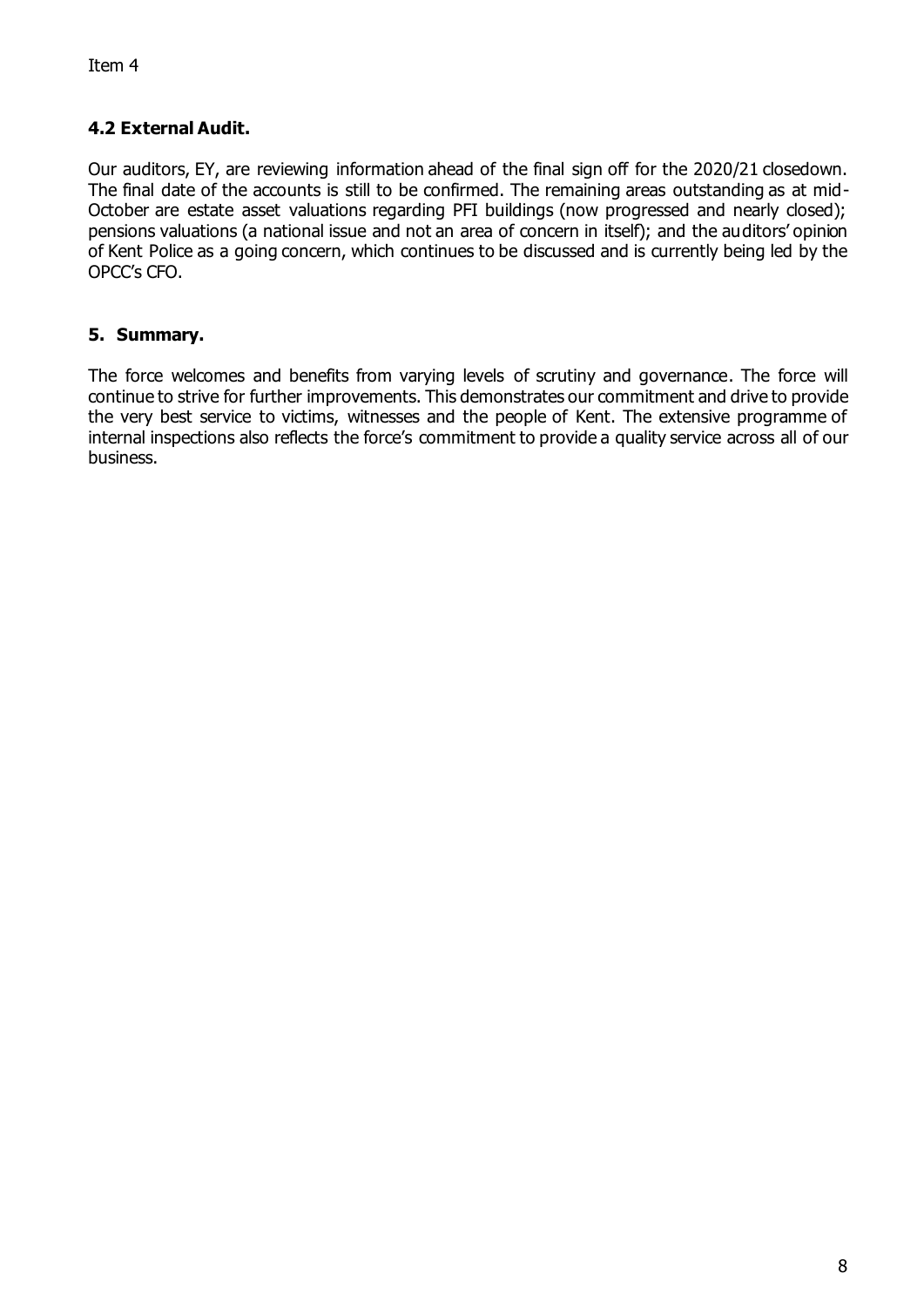### 4.2 External Audit.

Our auditors, EY, are reviewing information ahead of the final sign off for the 2020/21 closedown. The final date of the accounts is still to be confirmed. The remaining areas outstanding as at mid-October are estate asset valuations regarding PFI buildings (now progressed and nearly closed); pensions valuations (a national issue and not an area of concern in itself); and the auditors' opinion of Kent Police as a going concern, which continues to be discussed and is currently being led by the OPCC's CFO.

## 5. Summary.

The force welcomes and benefits from varying levels of scrutiny and governance. The force will continue to strive for further improvements. This demonstrates our commitment and drive to provide the very best service to victims, witnesses and the people of Kent. The extensive programme of internal inspections also reflects the force's commitment to provide a quality service across all of our business.